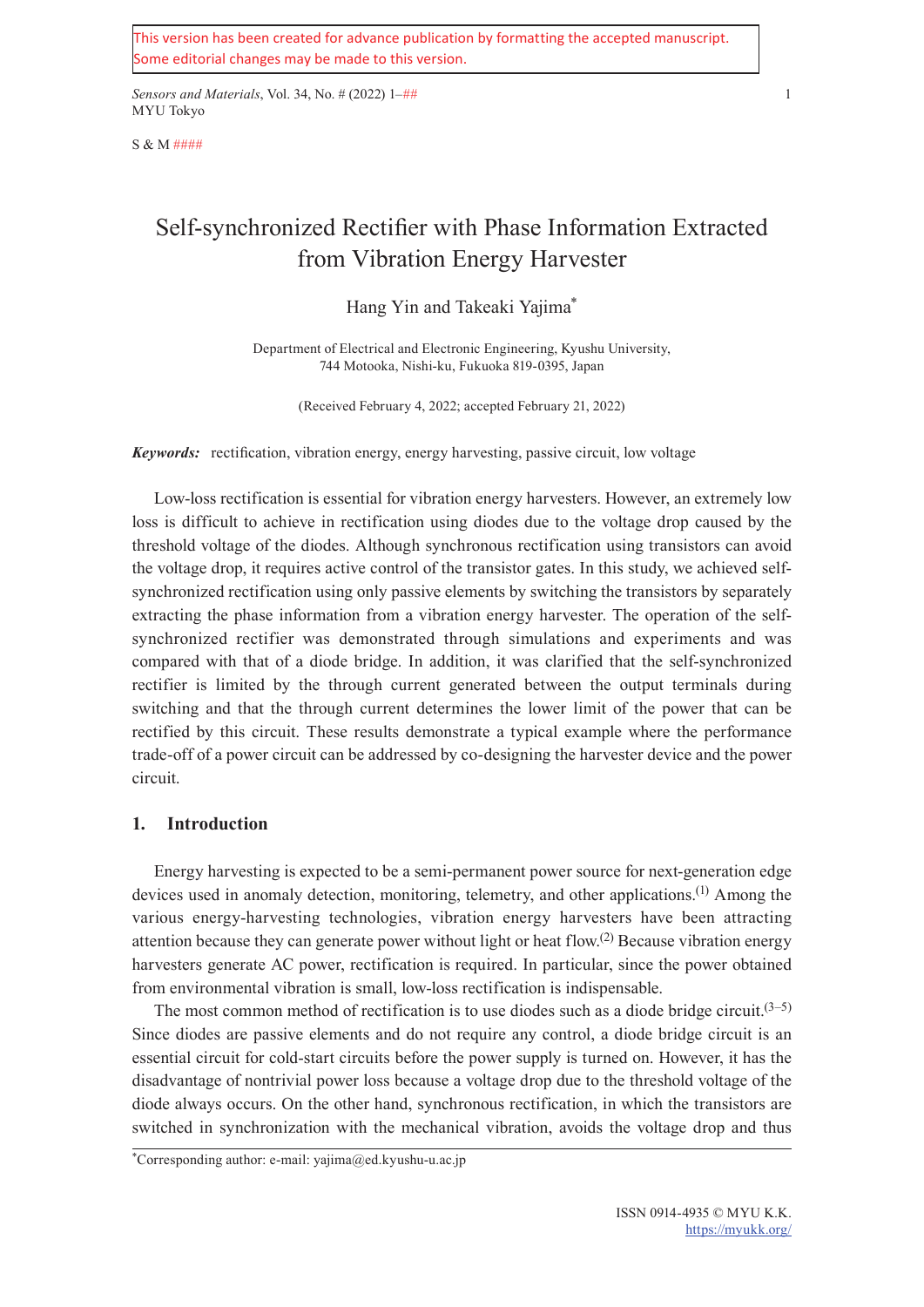This version has been created for advance publication by formatting the accepted manuscript. Some editorial changes may be made to this version.

S & M ####

# Self-synchronized Rectifier with Phase Information Extracted from Vibration Energy Harvester

Hang Yin and Takeaki Yajima*

Department of Electrical and Electronic Engineering, Kyushu University,
744 Motooka, Nishi-ku, Fukuoka 819-0395, Japan

(Received February 4, 2022; accepted February 21, 2022)

***Keywords:*** rectification, vibration energy, energy harvesting, passive circuit, low voltage

Low-loss rectification is essential for vibration energy harvesters. However, an extremely low loss is difficult to achieve in rectification using diodes due to the voltage drop caused by the threshold voltage of the diodes. Although synchronous rectification using transistors can avoid the voltage drop, it requires active control of the transistor gates. In this study, we achieved self-synchronized rectification using only passive elements by switching the transistors by separately extracting the phase information from a vibration energy harvester. The operation of the self-synchronized rectifier was demonstrated through simulations and experiments and was compared with that of a diode bridge. In addition, it was clarified that the self-synchronized rectifier is limited by the through current generated between the output terminals during switching and that the through current determines the lower limit of the power that can be rectified by this circuit. These results demonstrate a typical example where the performance trade-off of a power circuit can be addressed by co-designing the harvester device and the power circuit.

## 1. Introduction

Energy harvesting is expected to be a semi-permanent power source for next-generation edge devices used in anomaly detection, monitoring, telemetry, and other applications.[1] Among the various energy-harvesting technologies, vibration energy harvesters have been attracting attention because they can generate power without light or heat flow.[2] Because vibration energy harvesters generate AC power, rectification is required. In particular, since the power obtained from environmental vibration is small, low-loss rectification is indispensable.

The most common method of rectification is to use diodes such as a diode bridge circuit.[3–5] Since diodes are passive elements and do not require any control, a diode bridge circuit is an essential circuit for cold-start circuits before the power supply is turned on. However, it has the disadvantage of nontrivial power loss because a voltage drop due to the threshold voltage of the diode always occurs. On the other hand, synchronous rectification, in which the transistors are switched in synchronization with the mechanical vibration, avoids the voltage drop and thus

*Corresponding author: e-mail: yajima@ed.kyushu-u.ac.jp

ISSN 0914-4935 © MYU K.K.
https://myukk.org/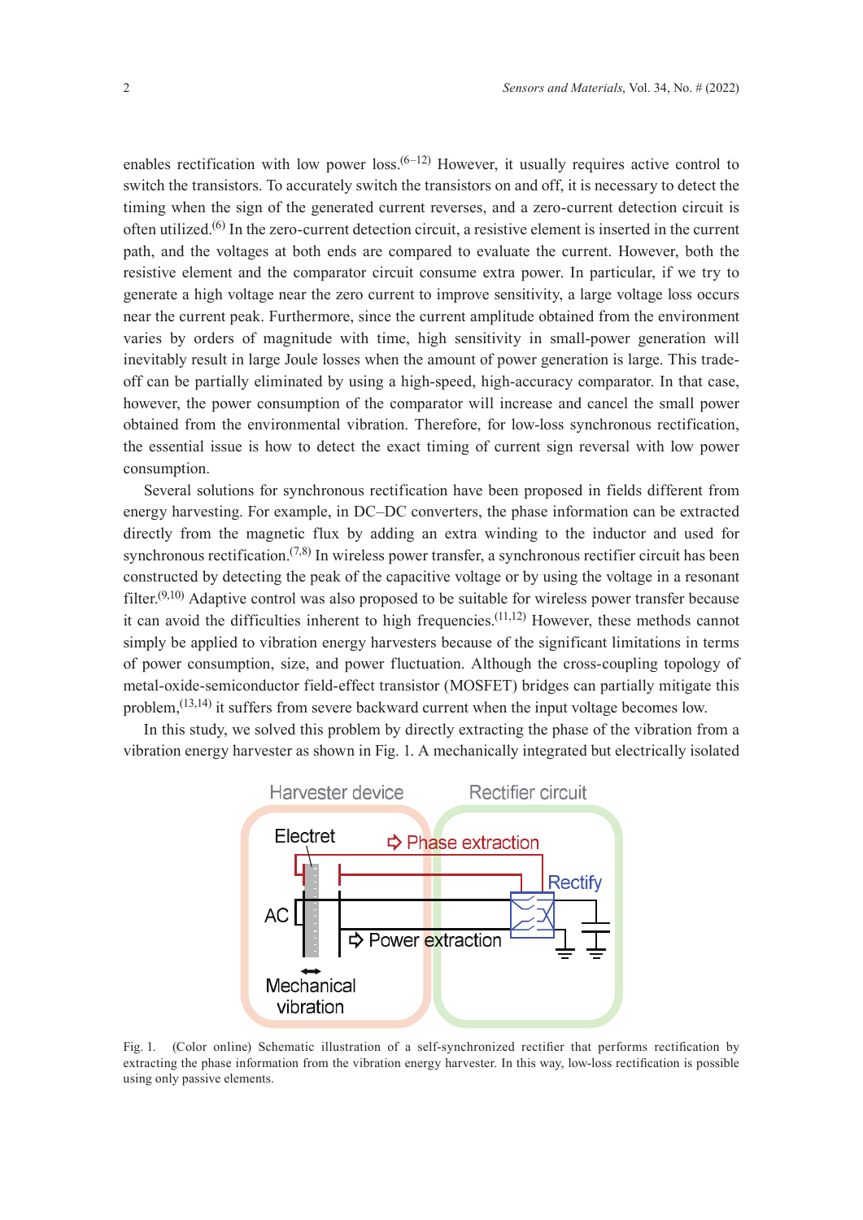enables rectification with low power loss.[6–12] However, it usually requires active control to switch the transistors. To accurately switch the transistors on and off, it is necessary to detect the timing when the sign of the generated current reverses, and a zero-current detection circuit is often utilized.[6] In the zero-current detection circuit, a resistive element is inserted in the current path, and the voltages at both ends are compared to evaluate the current. However, both the resistive element and the comparator circuit consume extra power. In particular, if we try to generate a high voltage near the zero current to improve sensitivity, a large voltage loss occurs near the current peak. Furthermore, since the current amplitude obtained from the environment varies by orders of magnitude with time, high sensitivity in small-power generation will inevitably result in large Joule losses when the amount of power generation is large. This trade-off can be partially eliminated by using a high-speed, high-accuracy comparator. In that case, however, the power consumption of the comparator will increase and cancel the small power obtained from the environmental vibration. Therefore, for low-loss synchronous rectification, the essential issue is how to detect the exact timing of current sign reversal with low power consumption.

Several solutions for synchronous rectification have been proposed in fields different from energy harvesting. For example, in DC–DC converters, the phase information can be extracted directly from the magnetic flux by adding an extra winding to the inductor and used for synchronous rectification.[7,8] In wireless power transfer, a synchronous rectifier circuit has been constructed by detecting the peak of the capacitive voltage or by using the voltage in a resonant filter.[9,10] Adaptive control was also proposed to be suitable for wireless power transfer because it can avoid the difficulties inherent to high frequencies.[11,12] However, these methods cannot simply be applied to vibration energy harvesters because of the significant limitations in terms of power consumption, size, and power fluctuation. Although the cross-coupling topology of metal-oxide-semiconductor field-effect transistor (MOSFET) bridges can partially mitigate this problem,[13,14] it suffers from severe backward current when the input voltage becomes low.

In this study, we solved this problem by directly extracting the phase of the vibration from a vibration energy harvester as shown in Fig. 1. A mechanically integrated but electrically isolated

Fig. 1. (Color online) Schematic illustration of a self-synchronized rectifier that performs rectification by extracting the phase information from the vibration energy harvester. In this way, low-loss rectification is possible using only passive elements.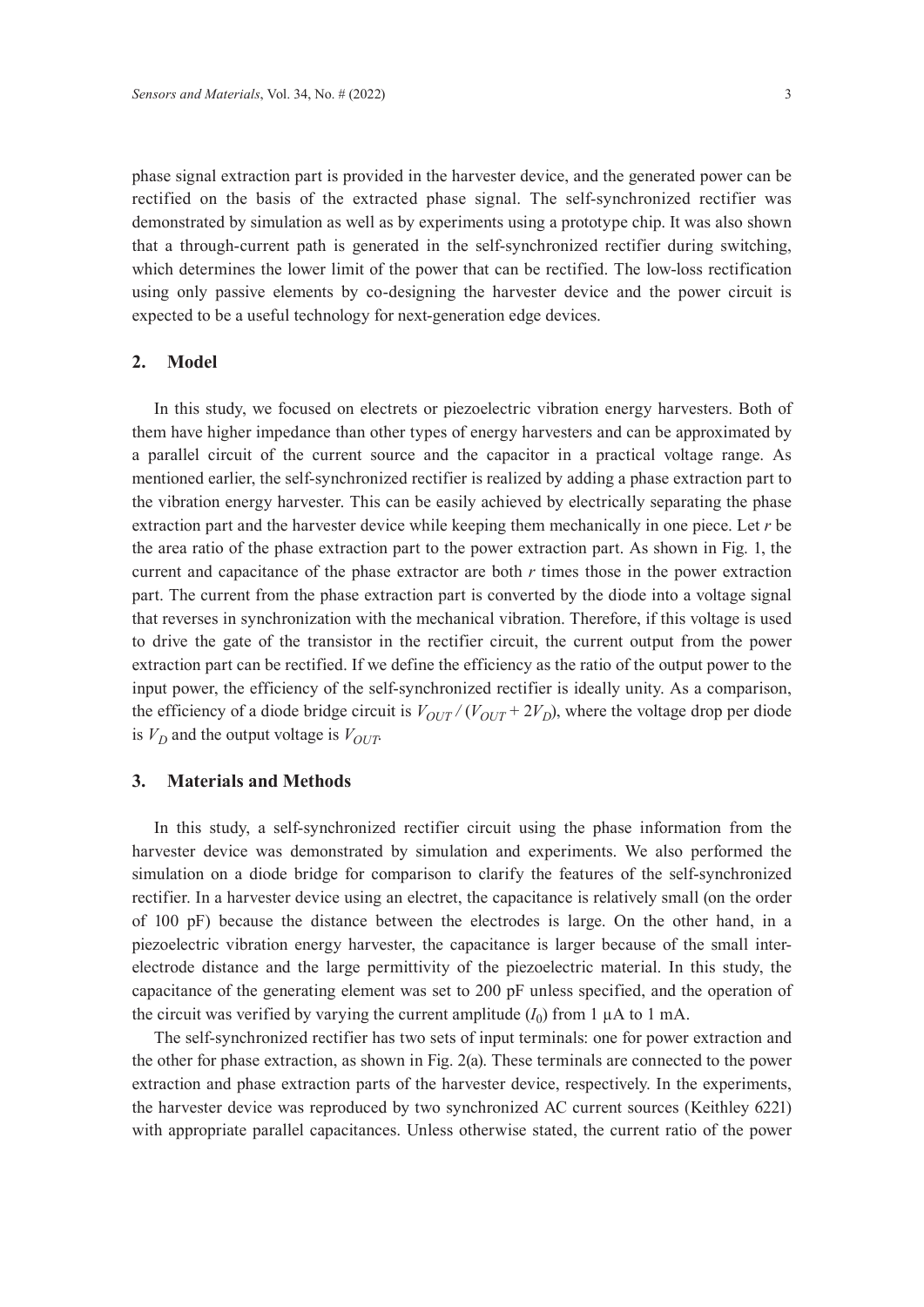phase signal extraction part is provided in the harvester device, and the generated power can be rectified on the basis of the extracted phase signal. The self-synchronized rectifier was demonstrated by simulation as well as by experiments using a prototype chip. It was also shown that a through-current path is generated in the self-synchronized rectifier during switching, which determines the lower limit of the power that can be rectified. The low-loss rectification using only passive elements by co-designing the harvester device and the power circuit is expected to be a useful technology for next-generation edge devices.

## 2. Model

In this study, we focused on electrets or piezoelectric vibration energy harvesters. Both of them have higher impedance than other types of energy harvesters and can be approximated by a parallel circuit of the current source and the capacitor in a practical voltage range. As mentioned earlier, the self-synchronized rectifier is realized by adding a phase extraction part to the vibration energy harvester. This can be easily achieved by electrically separating the phase extraction part and the harvester device while keeping them mechanically in one piece. Let $r$ be the area ratio of the phase extraction part to the power extraction part. As shown in Fig. 1, the current and capacitance of the phase extractor are both $r$ times those in the power extraction part. The current from the phase extraction part is converted by the diode into a voltage signal that reverses in synchronization with the mechanical vibration. Therefore, if this voltage is used to drive the gate of the transistor in the rectifier circuit, the current output from the power extraction part can be rectified. If we define the efficiency as the ratio of the output power to the input power, the efficiency of the self-synchronized rectifier is ideally unity. As a comparison, the efficiency of a diode bridge circuit is $V_{OUT} / (V_{OUT} + 2V_D)$, where the voltage drop per diode is $V_D$ and the output voltage is $V_{OUT}$.

## 3. Materials and Methods

In this study, a self-synchronized rectifier circuit using the phase information from the harvester device was demonstrated by simulation and experiments. We also performed the simulation on a diode bridge for comparison to clarify the features of the self-synchronized rectifier. In a harvester device using an electret, the capacitance is relatively small (on the order of 100 pF) because the distance between the electrodes is large. On the other hand, in a piezoelectric vibration energy harvester, the capacitance is larger because of the small inter-electrode distance and the large permittivity of the piezoelectric material. In this study, the capacitance of the generating element was set to 200 pF unless specified, and the operation of the circuit was verified by varying the current amplitude ($I_0$) from 1 μA to 1 mA.

The self-synchronized rectifier has two sets of input terminals: one for power extraction and the other for phase extraction, as shown in Fig. 2(a). These terminals are connected to the power extraction and phase extraction parts of the harvester device, respectively. In the experiments, the harvester device was reproduced by two synchronized AC current sources (Keithley 6221) with appropriate parallel capacitances. Unless otherwise stated, the current ratio of the power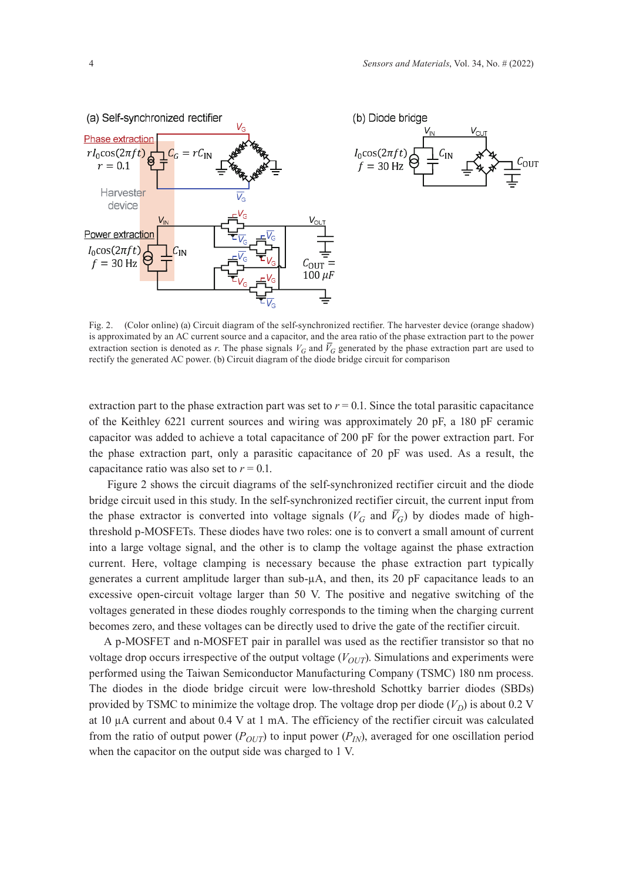Fig. 2. (Color online) (a) Circuit diagram of the self-synchronized rectifier. The harvester device (orange shadow) is approximated by an AC current source and a capacitor, and the area ratio of the phase extraction part to the power extraction section is denoted as $r$. The phase signals $V_G$ and $\overline{V}_G$ generated by the phase extraction part are used to rectify the generated AC power. (b) Circuit diagram of the diode bridge circuit for comparison

extraction part to the phase extraction part was set to $r = 0.1$. Since the total parasitic capacitance of the Keithley 6221 current sources and wiring was approximately 20 pF, a 180 pF ceramic capacitor was added to achieve a total capacitance of 200 pF for the power extraction part. For the phase extraction part, only a parasitic capacitance of 20 pF was used. As a result, the capacitance ratio was also set to $r = 0.1$.

Figure 2 shows the circuit diagrams of the self-synchronized rectifier circuit and the diode bridge circuit used in this study. In the self-synchronized rectifier circuit, the current input from the phase extractor is converted into voltage signals ($V_G$ and $\overline{V}_G$) by diodes made of high-threshold p-MOSFETs. These diodes have two roles: one is to convert a small amount of current into a large voltage signal, and the other is to clamp the voltage against the phase extraction current. Here, voltage clamping is necessary because the phase extraction part typically generates a current amplitude larger than sub-µA, and then, its 20 pF capacitance leads to an excessive open-circuit voltage larger than 50 V. The positive and negative switching of the voltages generated in these diodes roughly corresponds to the timing when the charging current becomes zero, and these voltages can be directly used to drive the gate of the rectifier circuit.

A p-MOSFET and n-MOSFET pair in parallel was used as the rectifier transistor so that no voltage drop occurs irrespective of the output voltage ($V_{OUT}$). Simulations and experiments were performed using the Taiwan Semiconductor Manufacturing Company (TSMC) 180 nm process. The diodes in the diode bridge circuit were low-threshold Schottky barrier diodes (SBDs) provided by TSMC to minimize the voltage drop. The voltage drop per diode ($V_D$) is about 0.2 V at 10 µA current and about 0.4 V at 1 mA. The efficiency of the rectifier circuit was calculated from the ratio of output power ($P_{OUT}$) to input power ($P_{IN}$), averaged for one oscillation period when the capacitor on the output side was charged to 1 V.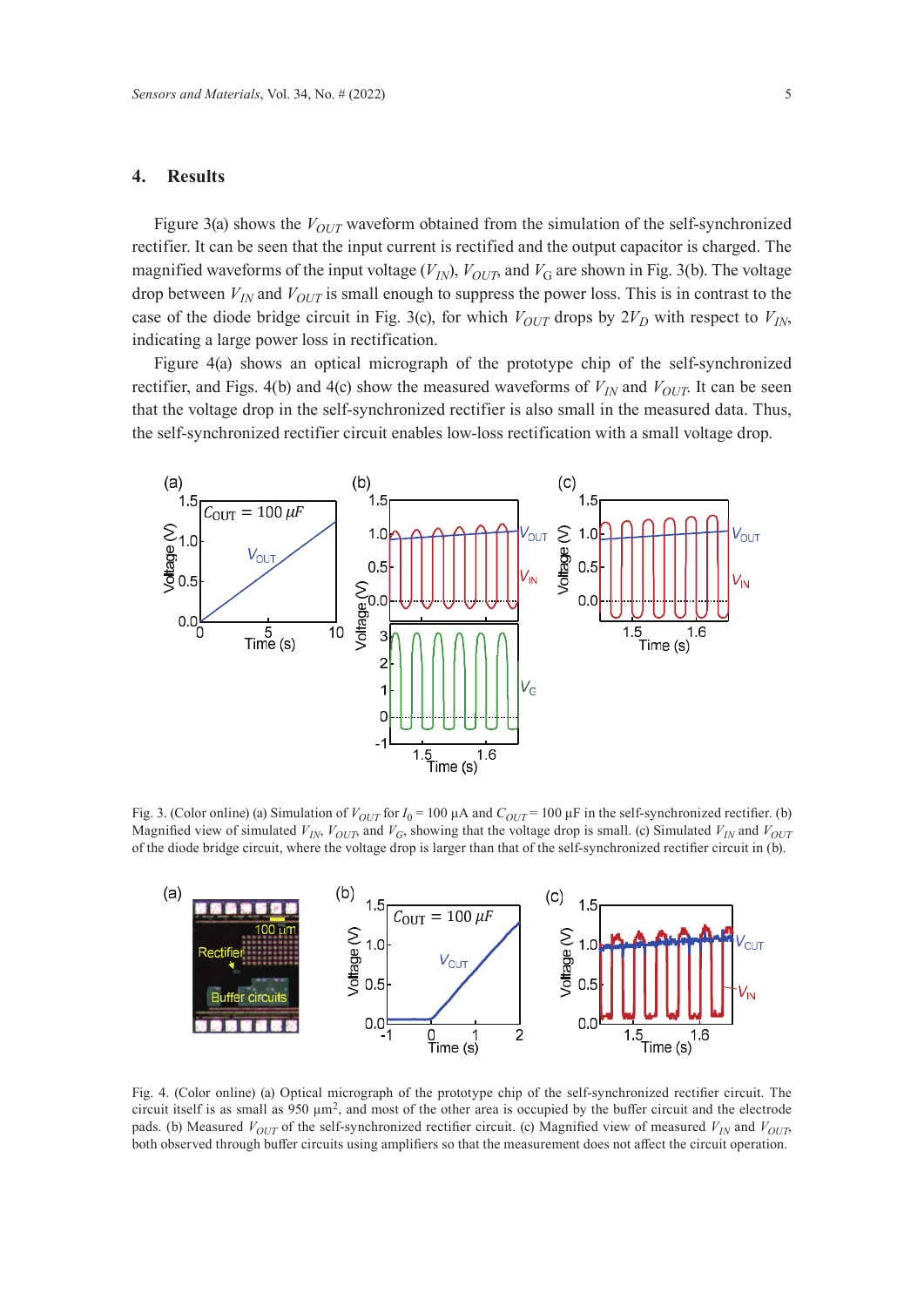## 4. Results

Figure 3(a) shows the $V_{OUT}$ waveform obtained from the simulation of the self-synchronized rectifier. It can be seen that the input current is rectified and the output capacitor is charged. The magnified waveforms of the input voltage ($V_{IN}$), $V_{OUT}$, and $V_G$ are shown in Fig. 3(b). The voltage drop between $V_{IN}$ and $V_{OUT}$ is small enough to suppress the power loss. This is in contrast to the case of the diode bridge circuit in Fig. 3(c), for which $V_{OUT}$ drops by $2V_D$ with respect to $V_{IN}$, indicating a large power loss in rectification.

Figure 4(a) shows an optical micrograph of the prototype chip of the self-synchronized rectifier, and Figs. 4(b) and 4(c) show the measured waveforms of $V_{IN}$ and $V_{OUT}$. It can be seen that the voltage drop in the self-synchronized rectifier is also small in the measured data. Thus, the self-synchronized rectifier circuit enables low-loss rectification with a small voltage drop.

Fig. 3. (Color online) (a) Simulation of $V_{OUT}$ for $I_0$ = 100 μA and $C_{OUT}$ = 100 μF in the self-synchronized rectifier. (b) Magnified view of simulated $V_{IN}$, $V_{OUT}$, and $V_G$, showing that the voltage drop is small. (c) Simulated $V_{IN}$ and $V_{OUT}$ of the diode bridge circuit, where the voltage drop is larger than that of the self-synchronized rectifier circuit in (b).

Fig. 4. (Color online) (a) Optical micrograph of the prototype chip of the self-synchronized rectifier circuit. The circuit itself is as small as 950 μm$^2$, and most of the other area is occupied by the buffer circuit and the electrode pads. (b) Measured $V_{OUT}$ of the self-synchronized rectifier circuit. (c) Magnified view of measured $V_{IN}$ and $V_{OUT}$, both observed through buffer circuits using amplifiers so that the measurement does not affect the circuit operation.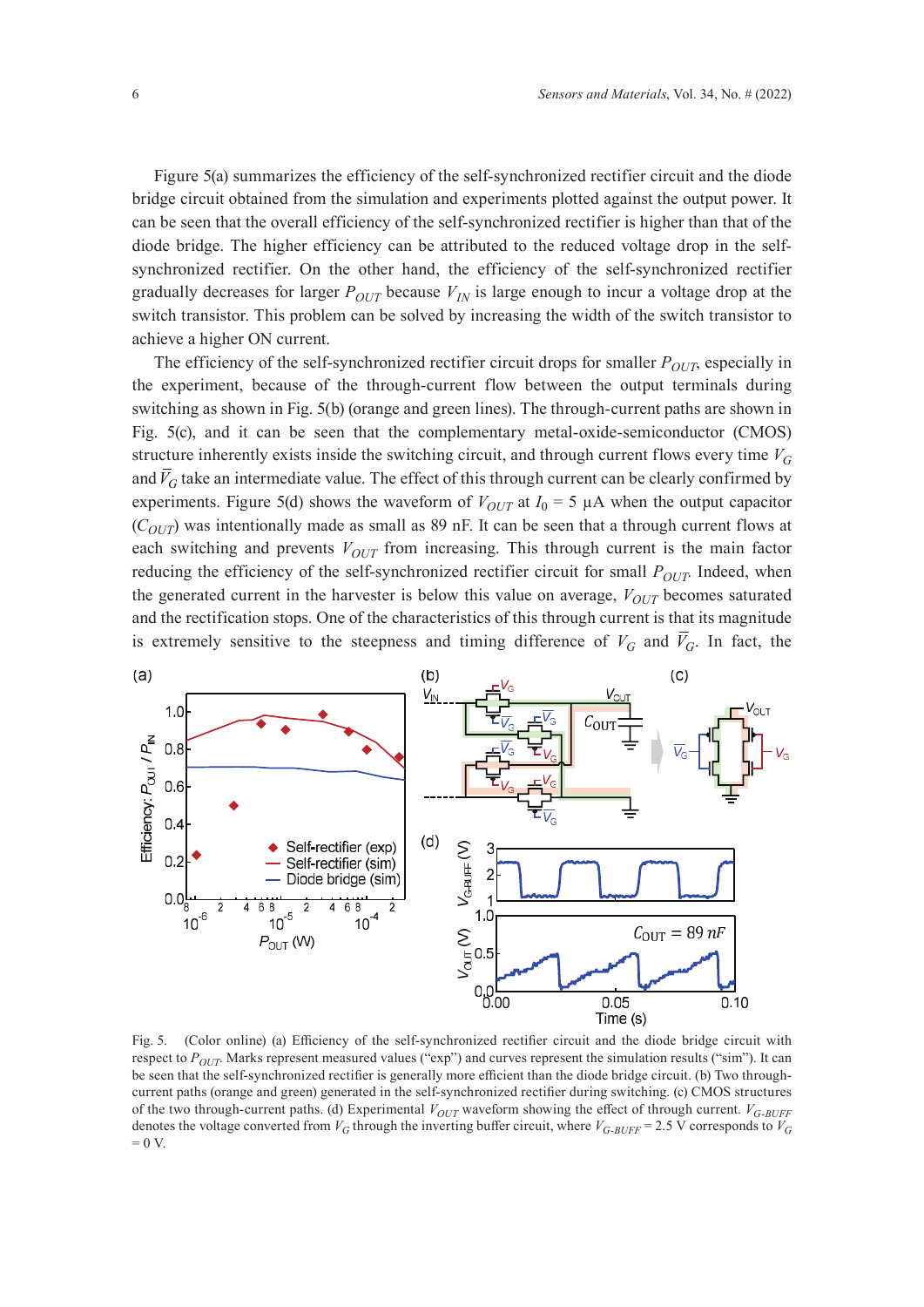Figure 5(a) summarizes the efficiency of the self-synchronized rectifier circuit and the diode bridge circuit obtained from the simulation and experiments plotted against the output power. It can be seen that the overall efficiency of the self-synchronized rectifier is higher than that of the diode bridge. The higher efficiency can be attributed to the reduced voltage drop in the self-synchronized rectifier. On the other hand, the efficiency of the self-synchronized rectifier gradually decreases for larger $P_{OUT}$ because $V_{IN}$ is large enough to incur a voltage drop at the switch transistor. This problem can be solved by increasing the width of the switch transistor to achieve a higher ON current.

The efficiency of the self-synchronized rectifier circuit drops for smaller $P_{OUT}$, especially in the experiment, because of the through-current flow between the output terminals during switching as shown in Fig. 5(b) (orange and green lines). The through-current paths are shown in Fig. 5(c), and it can be seen that the complementary metal-oxide-semiconductor (CMOS) structure inherently exists inside the switching circuit, and through current flows every time $V_G$ and $\overline{V}_G$ take an intermediate value. The effect of this through current can be clearly confirmed by experiments. Figure 5(d) shows the waveform of $V_{OUT}$ at $I_0$ = 5 μA when the output capacitor ($C_{OUT}$) was intentionally made as small as 89 nF. It can be seen that a through current flows at each switching and prevents $V_{OUT}$ from increasing. This through current is the main factor reducing the efficiency of the self-synchronized rectifier circuit for small $P_{OUT}$. Indeed, when the generated current in the harvester is below this value on average, $V_{OUT}$ becomes saturated and the rectification stops. One of the characteristics of this through current is that its magnitude is extremely sensitive to the steepness and timing difference of $V_G$ and $\overline{V}_G$. In fact, the

Fig. 5. (Color online) (a) Efficiency of the self-synchronized rectifier circuit and the diode bridge circuit with respect to $P_{OUT}$. Marks represent measured values ("exp") and curves represent the simulation results ("sim"). It can be seen that the self-synchronized rectifier is generally more efficient than the diode bridge circuit. (b) Two through-current paths (orange and green) generated in the self-synchronized rectifier during switching. (c) CMOS structures of the two through-current paths. (d) Experimental $V_{OUT}$ waveform showing the effect of through current. $V_{G\text{-}BUFF}$ denotes the voltage converted from $V_G$ through the inverting buffer circuit, where $V_{G\text{-}BUFF}$ = 2.5 V corresponds to $V_G$ = 0 V.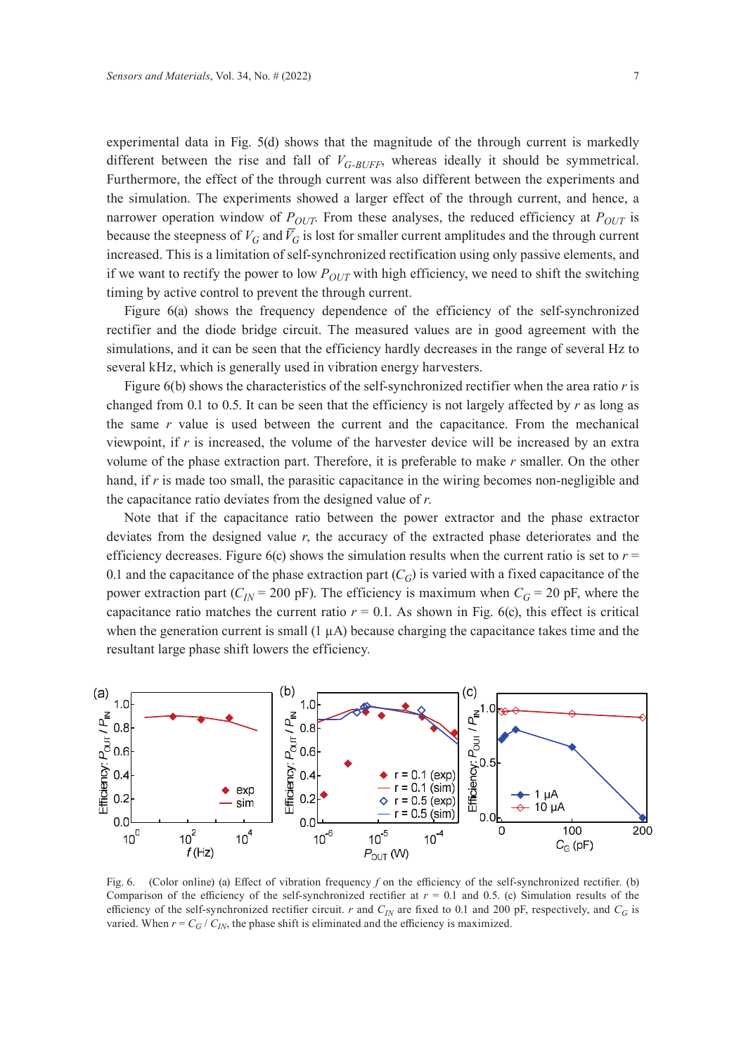experimental data in Fig. 5(d) shows that the magnitude of the through current is markedly different between the rise and fall of $V_{G\text{-}BUFF}$, whereas ideally it should be symmetrical. Furthermore, the effect of the through current was also different between the experiments and the simulation. The experiments showed a larger effect of the through current, and hence, a narrower operation window of $P_{OUT}$. From these analyses, the reduced efficiency at $P_{OUT}$ is because the steepness of $V_G$ and $\overline{V}_G$ is lost for smaller current amplitudes and the through current increased. This is a limitation of self-synchronized rectification using only passive elements, and if we want to rectify the power to low $P_{OUT}$ with high efficiency, we need to shift the switching timing by active control to prevent the through current.

Figure 6(a) shows the frequency dependence of the efficiency of the self-synchronized rectifier and the diode bridge circuit. The measured values are in good agreement with the simulations, and it can be seen that the efficiency hardly decreases in the range of several Hz to several kHz, which is generally used in vibration energy harvesters.

Figure 6(b) shows the characteristics of the self-synchronized rectifier when the area ratio $r$ is changed from 0.1 to 0.5. It can be seen that the efficiency is not largely affected by $r$ as long as the same $r$ value is used between the current and the capacitance. From the mechanical viewpoint, if $r$ is increased, the volume of the harvester device will be increased by an extra volume of the phase extraction part. Therefore, it is preferable to make $r$ smaller. On the other hand, if $r$ is made too small, the parasitic capacitance in the wiring becomes non-negligible and the capacitance ratio deviates from the designed value of $r$.

Note that if the capacitance ratio between the power extractor and the phase extractor deviates from the designed value $r$, the accuracy of the extracted phase deteriorates and the efficiency decreases. Figure 6(c) shows the simulation results when the current ratio is set to $r$ = 0.1 and the capacitance of the phase extraction part ($C_G$) is varied with a fixed capacitance of the power extraction part ($C_{IN}$ = 200 pF). The efficiency is maximum when $C_G$ = 20 pF, where the capacitance ratio matches the current ratio $r$ = 0.1. As shown in Fig. 6(c), this effect is critical when the generation current is small (1 μA) because charging the capacitance takes time and the resultant large phase shift lowers the efficiency.

Fig. 6. (Color online) (a) Effect of vibration frequency $f$ on the efficiency of the self-synchronized rectifier. (b) Comparison of the efficiency of the self-synchronized rectifier at $r$ = 0.1 and 0.5. (c) Simulation results of the efficiency of the self-synchronized rectifier circuit. $r$ and $C_{IN}$ are fixed to 0.1 and 200 pF, respectively, and $C_G$ is varied. When $r = C_G / C_{IN}$, the phase shift is eliminated and the efficiency is maximized.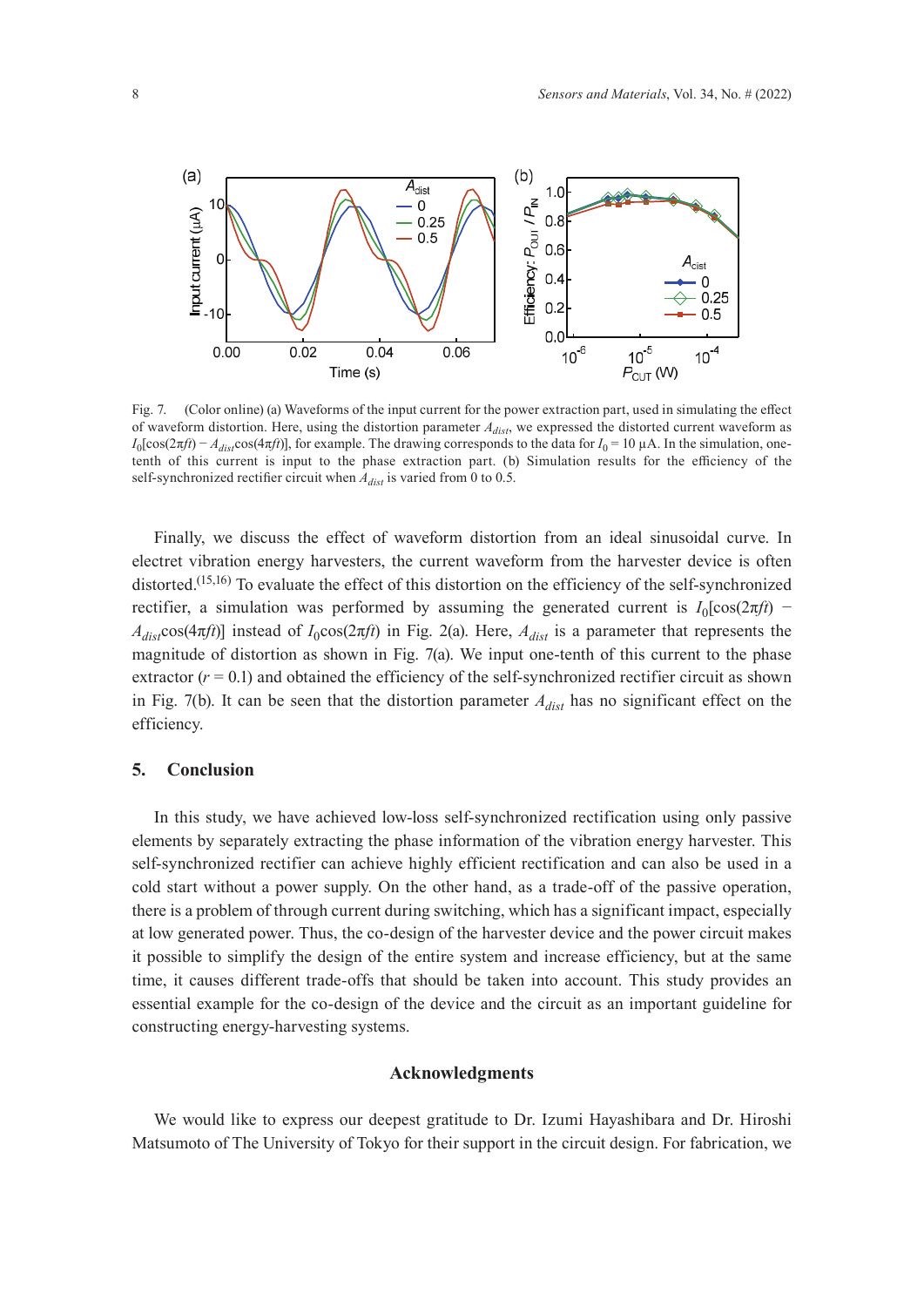Fig. 7. (Color online) (a) Waveforms of the input current for the power extraction part, used in simulating the effect of waveform distortion. Here, using the distortion parameter $A_{dist}$, we expressed the distorted current waveform as $I_0[\cos(2\pi ft) - A_{dist}\cos(4\pi ft)]$, for example. The drawing corresponds to the data for $I_0$ = 10 µA. In the simulation, one-tenth of this current is input to the phase extraction part. (b) Simulation results for the efficiency of the self-synchronized rectifier circuit when $A_{dist}$ is varied from 0 to 0.5.

Finally, we discuss the effect of waveform distortion from an ideal sinusoidal curve. In electret vibration energy harvesters, the current waveform from the harvester device is often distorted.[15,16] To evaluate the effect of this distortion on the efficiency of the self-synchronized rectifier, a simulation was performed by assuming the generated current is $I_0[\cos(2\pi ft) - A_{dist}\cos(4\pi ft)]$ instead of $I_0\cos(2\pi ft)$ in Fig. 2(a). Here, $A_{dist}$ is a parameter that represents the magnitude of distortion as shown in Fig. 7(a). We input one-tenth of this current to the phase extractor ($r$ = 0.1) and obtained the efficiency of the self-synchronized rectifier circuit as shown in Fig. 7(b). It can be seen that the distortion parameter $A_{dist}$ has no significant effect on the efficiency.

## 5. Conclusion

In this study, we have achieved low-loss self-synchronized rectification using only passive elements by separately extracting the phase information of the vibration energy harvester. This self-synchronized rectifier can achieve highly efficient rectification and can also be used in a cold start without a power supply. On the other hand, as a trade-off of the passive operation, there is a problem of through current during switching, which has a significant impact, especially at low generated power. Thus, the co-design of the harvester device and the power circuit makes it possible to simplify the design of the entire system and increase efficiency, but at the same time, it causes different trade-offs that should be taken into account. This study provides an essential example for the co-design of the device and the circuit as an important guideline for constructing energy-harvesting systems.

## Acknowledgments

We would like to express our deepest gratitude to Dr. Izumi Hayashibara and Dr. Hiroshi Matsumoto of The University of Tokyo for their support in the circuit design. For fabrication, we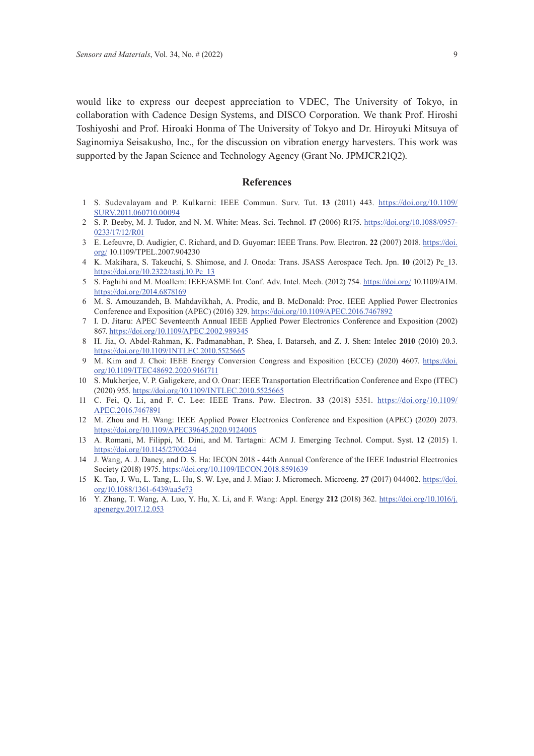would like to express our deepest appreciation to VDEC, The University of Tokyo, in collaboration with Cadence Design Systems, and DISCO Corporation. We thank Prof. Hiroshi Toshiyoshi and Prof. Hiroaki Honma of The University of Tokyo and Dr. Hiroyuki Mitsuya of Saginomiya Seisakusho, Inc., for the discussion on vibration energy harvesters. This work was supported by the Japan Science and Technology Agency (Grant No. JPMJCR21Q2).

## References

1. S. Sudevalayam and P. Kulkarni: IEEE Commun. Surv. Tut. **13** (2011) 443. https://doi.org/10.1109/SURV.2011.060710.00094
2. S. P. Beeby, M. J. Tudor, and N. M. White: Meas. Sci. Technol. **17** (2006) R175. https://doi.org/10.1088/0957-0233/17/12/R01
3. E. Lefeuvre, D. Audigier, C. Richard, and D. Guyomar: IEEE Trans. Pow. Electron. **22** (2007) 2018. https://doi.org/ 10.1109/TPEL.2007.904230
4. K. Makihara, S. Takeuchi, S. Shimose, and J. Onoda: Trans. JSASS Aerospace Tech. Jpn. **10** (2012) Pc_13. https://doi.org/10.2322/tastj.10.Pc_13
5. S. Faghihi and M. Moallem: IEEE/ASME Int. Conf. Adv. Intel. Mech. (2012) 754. https://doi.org/ 10.1109/AIM. https://doi.org/2014.6878169
6. M. S. Amouzandeh, B. Mahdavikhah, A. Prodic, and B. McDonald: Proc. IEEE Applied Power Electronics Conference and Exposition (APEC) (2016) 329. https://doi.org/10.1109/APEC.2016.7467892
7. I. D. Jitaru: APEC Seventeenth Annual IEEE Applied Power Electronics Conference and Exposition (2002) 867. https://doi.org/10.1109/APEC.2002.989345
8. H. Jia, O. Abdel-Rahman, K. Padmanabhan, P. Shea, I. Batarseh, and Z. J. Shen: Intelec **2010** (2010) 20.3. https://doi.org/10.1109/INTLEC.2010.5525665
9. M. Kim and J. Choi: IEEE Energy Conversion Congress and Exposition (ECCE) (2020) 4607. https://doi.org/10.1109/ITEC48692.2020.9161711
10. S. Mukherjee, V. P. Galigekere, and O. Onar: IEEE Transportation Electrification Conference and Expo (ITEC) (2020) 955. https://doi.org/10.1109/INTLEC.2010.5525665
11. C. Fei, Q. Li, and F. C. Lee: IEEE Trans. Pow. Electron. **33** (2018) 5351. https://doi.org/10.1109/APEC.2016.7467891
12. M. Zhou and H. Wang: IEEE Applied Power Electronics Conference and Exposition (APEC) (2020) 2073. https://doi.org/10.1109/APEC39645.2020.9124005
13. A. Romani, M. Filippi, M. Dini, and M. Tartagni: ACM J. Emerging Technol. Comput. Syst. **12** (2015) 1. https://doi.org/10.1145/2700244
14. J. Wang, A. J. Dancy, and D. S. Ha: IECON 2018 - 44th Annual Conference of the IEEE Industrial Electronics Society (2018) 1975. https://doi.org/10.1109/IECON.2018.8591639
15. K. Tao, J. Wu, L. Tang, L. Hu, S. W. Lye, and J. Miao: J. Micromech. Microeng. **27** (2017) 044002. https://doi.org/10.1088/1361-6439/aa5e73
16. Y. Zhang, T. Wang, A. Luo, Y. Hu, X. Li, and F. Wang: Appl. Energy **212** (2018) 362. https://doi.org/10.1016/j.apenergy.2017.12.053